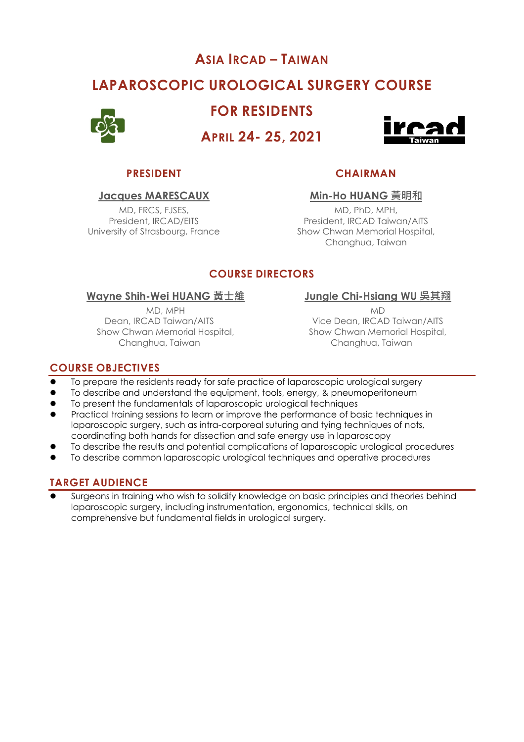# ASIA IRCAD – TAIWAN

# LAPAROSCOPIC UROLOGICAL SURGERY COURSE

# FOR RESIDENTS

## APRIL 24- 25, 2021

### PRESIDENT

**Jacques MARESCAUX**

MD, FRCS, FJSES,
President, IRCAD/EITS
University of Strasbourg, France

### CHAIRMAN

**Min-Ho HUANG 黃明和**

MD, PhD, MPH,
President, IRCAD Taiwan/AITS
Show Chwan Memorial Hospital,
Changhua, Taiwan

### COURSE DIRECTORS

**Wayne Shih-Wei HUANG 黃士維**

MD, MPH
Dean, IRCAD Taiwan/AITS
Show Chwan Memorial Hospital,
Changhua, Taiwan

**Jungle Chi-Hsiang WU 吳其翔**

MD
Vice Dean, IRCAD Taiwan/AITS
Show Chwan Memorial Hospital,
Changhua, Taiwan

## COURSE OBJECTIVES

- To prepare the residents ready for safe practice of laparoscopic urological surgery
- To describe and understand the equipment, tools, energy, & pneumoperitoneum
- To present the fundamentals of laparoscopic urological techniques
- Practical training sessions to learn or improve the performance of basic techniques in laparoscopic surgery, such as intra-corporeal suturing and tying techniques of nots, coordinating both hands for dissection and safe energy use in laparoscopy
- To describe the results and potential complications of laparoscopic urological procedures
- To describe common laparoscopic urological techniques and operative procedures

## TARGET AUDIENCE

- Surgeons in training who wish to solidify knowledge on basic principles and theories behind laparoscopic surgery, including instrumentation, ergonomics, technical skills, on comprehensive but fundamental fields in urological surgery.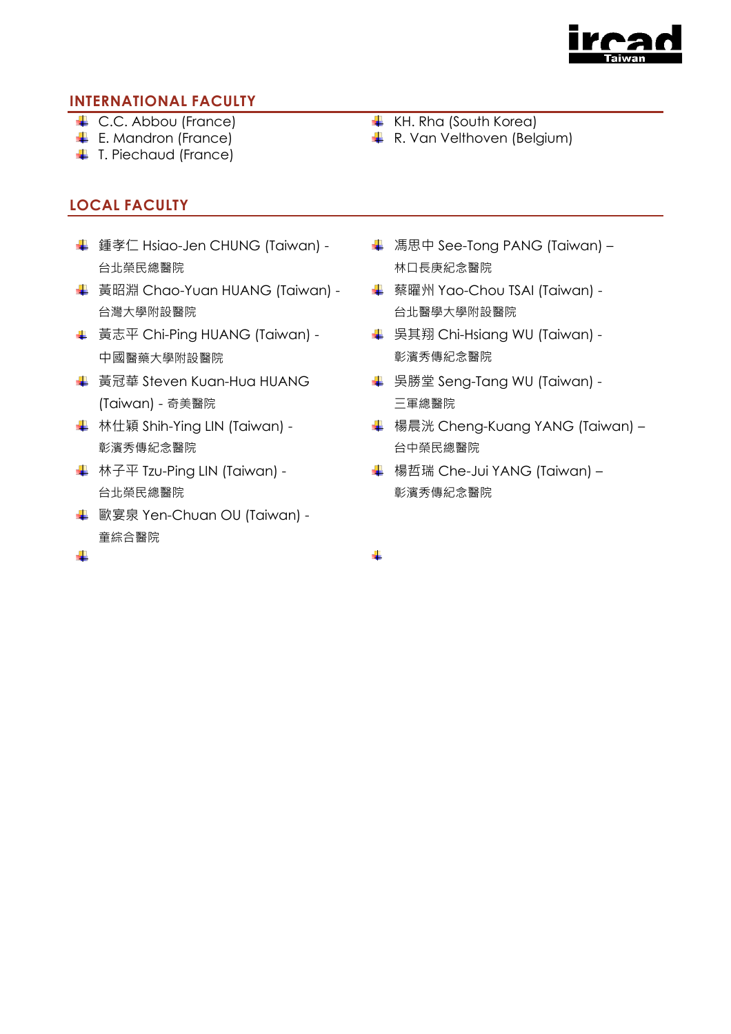## INTERNATIONAL FACULTY

- C.C. Abbou (France)
- E. Mandron (France)
- T. Piechaud (France)
- KH. Rha (South Korea)
- R. Van Velthoven (Belgium)

## LOCAL FACULTY

- 鍾孝仁 Hsiao-Jen CHUNG (Taiwan) - 台北榮民總醫院
- 黃昭淵 Chao-Yuan HUANG (Taiwan) - 台灣大學附設醫院
- 黃志平 Chi-Ping HUANG (Taiwan) - 中國醫藥大學附設醫院
- 黃冠華 Steven Kuan-Hua HUANG (Taiwan) - 奇美醫院
- 林仕穎 Shih-Ying LIN (Taiwan) - 彰濱秀傳紀念醫院
- 林子平 Tzu-Ping LIN (Taiwan) - 台北榮民總醫院
- 歐宴泉 Yen-Chuan OU (Taiwan) - 童綜合醫院
- 
- 馮思中 See-Tong PANG (Taiwan) – 林口長庚紀念醫院
- 蔡曜州 Yao-Chou TSAI (Taiwan) - 台北醫學大學附設醫院
- 吳其翔 Chi-Hsiang WU (Taiwan) - 彰濱秀傳紀念醫院
- 吳勝堂 Seng-Tang WU (Taiwan) - 三軍總醫院
- 楊晨洸 Cheng-Kuang YANG (Taiwan) – 台中榮民總醫院
- 楊哲瑞 Che-Jui YANG (Taiwan) – 彰濱秀傳紀念醫院
-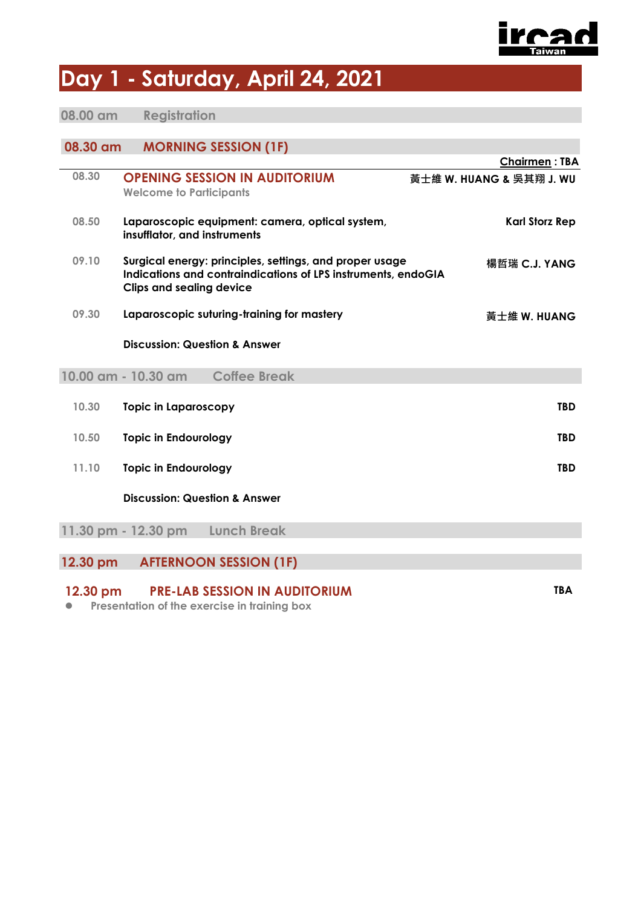# Day 1 - Saturday, April 24, 2021

**08.00 am** Registration

## 08.30 am MORNING SESSION (1F)

**Chairmen : TBA**

| Time | Topic | Speaker |
|---|---|---|
| 08.30 | **OPENING SESSION IN AUDITORIUM**<br>Welcome to Participants | 黃士維 W. HUANG & 吳其翔 J. WU |
| 08.50 | Laparoscopic equipment: camera, optical system, insufflator, and instruments | Karl Storz Rep |
| 09.10 | Surgical energy: principles, settings, and proper usage<br>Indications and contraindications of LPS instruments, endoGIA<br>Clips and sealing device | 楊哲瑞 C.J. YANG |
| 09.30 | Laparoscopic suturing-training for mastery | 黃士維 W. HUANG |
| | Discussion: Question & Answer | |

**10.00 am - 10.30 am** Coffee Break

| Time | Topic | Speaker |
|---|---|---|
| 10.30 | Topic in Laparoscopy | TBD |
| 10.50 | Topic in Endourology | TBD |
| 11.10 | Topic in Endourology | TBD |
| | Discussion: Question & Answer | |

**11.30 pm - 12.30 pm** Lunch Break

## 12.30 pm AFTERNOON SESSION (1F)

### 12.30 pm PRE-LAB SESSION IN AUDITORIUM — TBA

- Presentation of the exercise in training box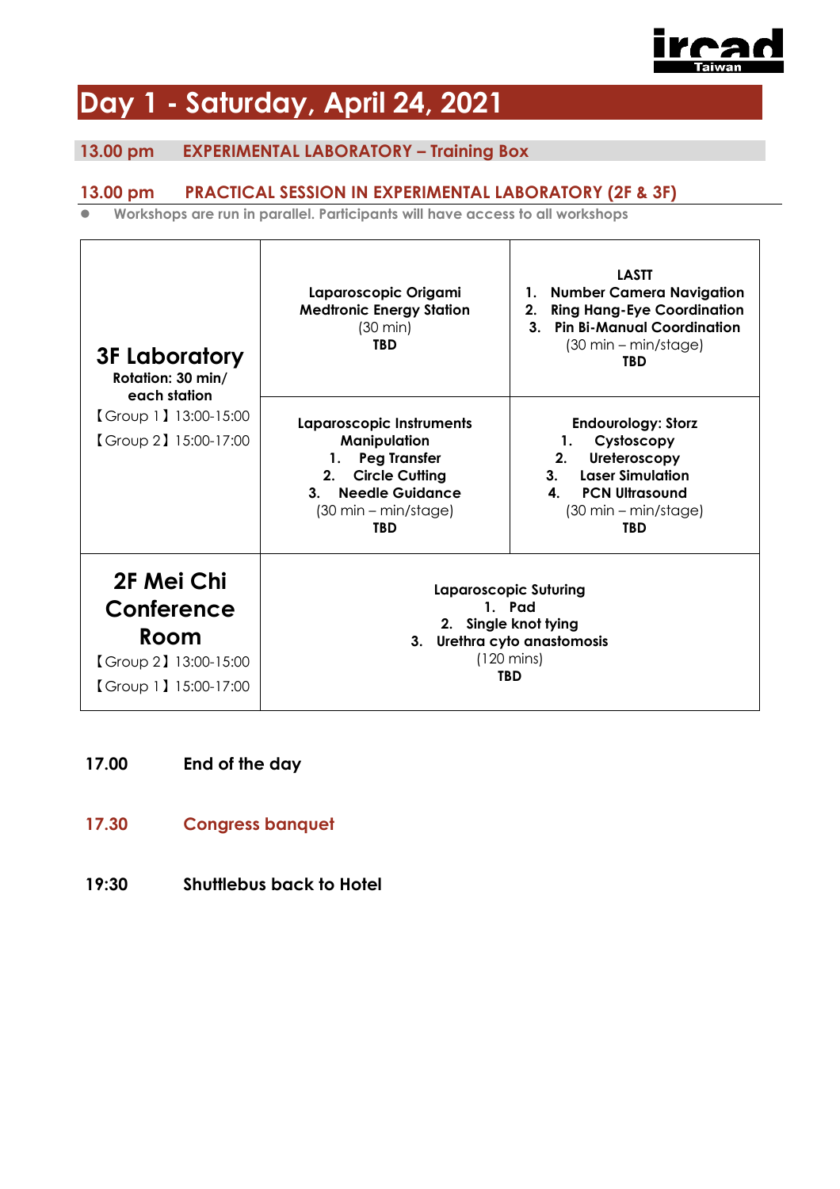# Day 1 - Saturday, April 24, 2021

## 13.00 pm EXPERIMENTAL LABORATORY – Training Box

## 13.00 pm PRACTICAL SESSION IN EXPERIMENTAL LABORATORY (2F & 3F)

- Workshops are run in parallel. Participants will have access to all workshops

| | | |
|---|---|---|
| **3F Laboratory**<br>**Rotation: 30 min/ each station**<br>【Group 1】13:00-15:00<br>【Group 2】15:00-17:00 | **Laparoscopic Origami**<br>**Medtronic Energy Station**<br>(30 min)<br>**TBD** | **LASTT**<br>**1. Number Camera Navigation**<br>**2. Ring Hang-Eye Coordination**<br>**3. Pin Bi-Manual Coordination**<br>(30 min – min/stage)<br>**TBD** |
| | **Laparoscopic Instruments Manipulation**<br>**1. Peg Transfer**<br>**2. Circle Cutting**<br>**3. Needle Guidance**<br>(30 min – min/stage)<br>**TBD** | **Endourology: Storz**<br>**1. Cystoscopy**<br>**2. Ureteroscopy**<br>**3. Laser Simulation**<br>**4. PCN Ultrasound**<br>(30 min – min/stage)<br>**TBD** |
| **2F Mei Chi Conference Room**<br>【Group 2】13:00-15:00<br>【Group 1】15:00-17:00 | **Laparoscopic Suturing**<br>**1. Pad**<br>**2. Single knot tying**<br>**3. Urethra cyto anastomosis**<br>(120 mins)<br>**TBD** | |

**17.00** **End of the day**

**17.30** **Congress banquet**

**19:30** **Shuttlebus back to Hotel**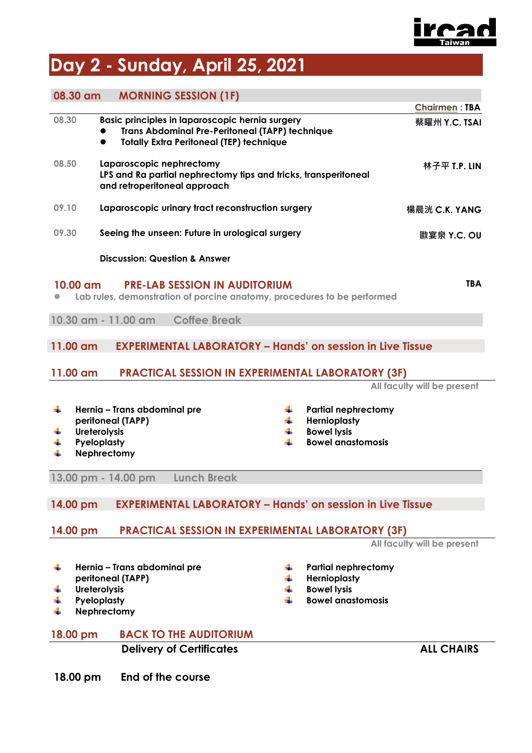# Day 2 - Sunday, April 25, 2021

## 08.30 am MORNING SESSION (1F)

Chairmen : TBA

| | | |
|---|---|---|
| 08.30 | **Basic principles in laparoscopic hernia surgery**<br>• Trans Abdominal Pre-Peritoneal (TAPP) technique<br>• Totally Extra Peritoneal (TEP) technique | 蔡曜州 Y.C. TSAI |
| 08.50 | **Laparoscopic nephrectomy**<br>LPS and Ra partial nephrectomy tips and tricks, transperitoneal and retroperitoneal approach | 林子平 T.P. LIN |
| 09.10 | **Laparoscopic urinary tract reconstruction surgery** | 楊晨洸 C.K. YANG |
| 09.30 | **Seeing the unseen: Future in urological surgery** | 歐宴泉 Y.C. OU |
| | **Discussion: Question & Answer** | |

## 10.00 am PRE-LAB SESSION IN AUDITORIUM

TBA

- Lab rules, demonstration of porcine anatomy, procedures to be performed

**10.30 am - 11.00 am Coffee Break**

## 11.00 am EXPERIMENTAL LABORATORY – Hands' on session in Live Tissue

## 11.00 am PRACTICAL SESSION IN EXPERIMENTAL LABORATORY (3F)

All faculty will be present

- Hernia – Trans abdominal pre peritoneal (TAPP)
- Ureterolysis
- Pyeloplasty
- Nephrectomy
- Partial nephrectomy
- Hernioplasty
- Bowel lysis
- Bowel anastomosis

**13.00 pm - 14.00 pm Lunch Break**

## 14.00 pm EXPERIMENTAL LABORATORY – Hands' on session in Live Tissue

## 14.00 pm PRACTICAL SESSION IN EXPERIMENTAL LABORATORY (3F)

All faculty will be present

- Hernia – Trans abdominal pre peritoneal (TAPP)
- Ureterolysis
- Pyeloplasty
- Nephrectomy
- Partial nephrectomy
- Hernioplasty
- Bowel lysis
- Bowel anastomosis

## 18.00 pm BACK TO THE AUDITORIUM

**Delivery of Certificates** — **ALL CHAIRS**

**18.00 pm End of the course**